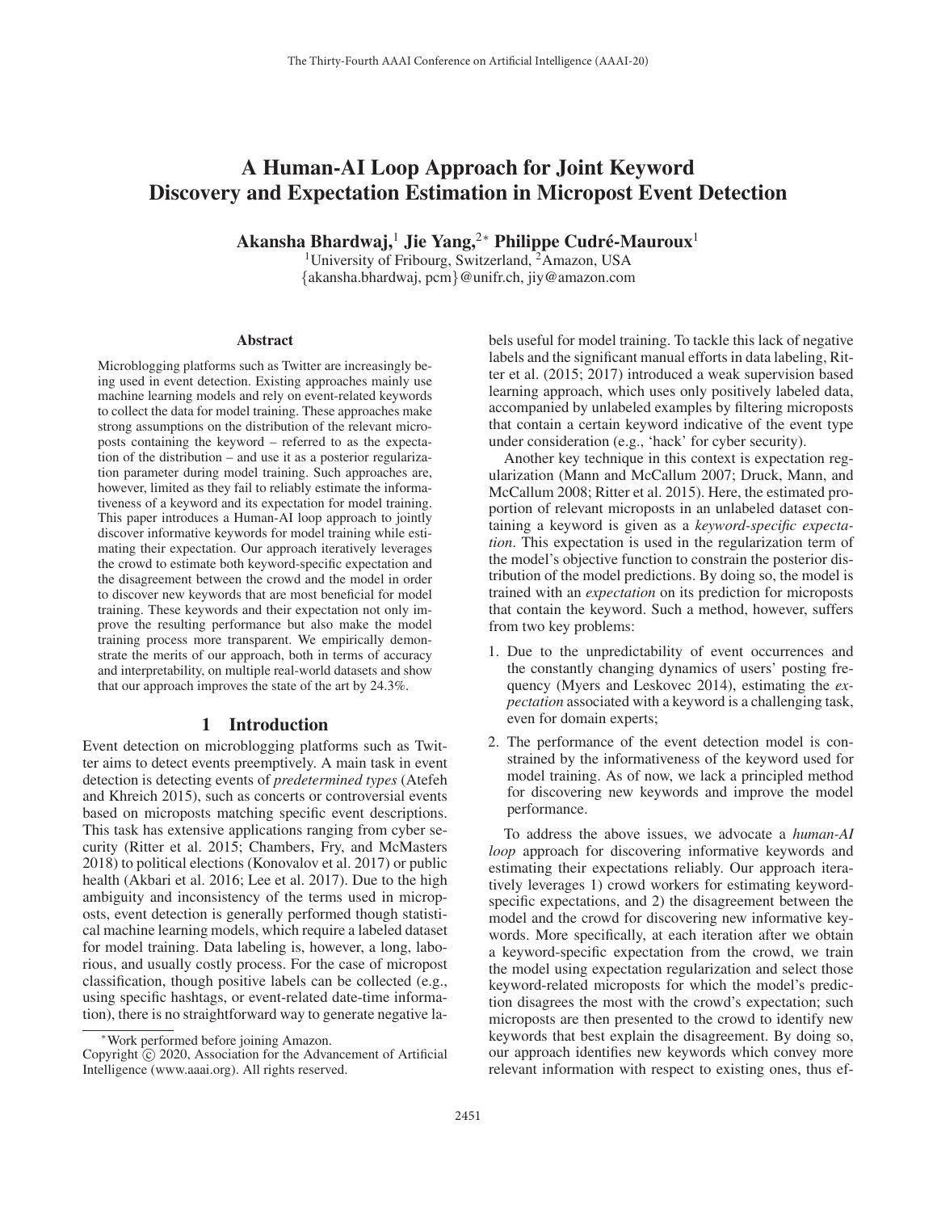# A Human-AI Loop Approach for Joint Keyword Discovery and Expectation Estimation in Micropost Event Detection

**Akansha Bhardwaj,[1] Jie Yang,[2*] Philippe Cudré-Mauroux[1]**

[1]University of Fribourg, Switzerland, [2]Amazon, USA

{akansha.bhardwaj, pcm}@unifr.ch, jiy@amazon.com

### Abstract

Microblogging platforms such as Twitter are increasingly being used in event detection. Existing approaches mainly use machine learning models and rely on event-related keywords to collect the data for model training. These approaches make strong assumptions on the distribution of the relevant microposts containing the keyword – referred to as the expectation of the distribution – and use it as a posterior regularization parameter during model training. Such approaches are, however, limited as they fail to reliably estimate the informativeness of a keyword and its expectation for model training. This paper introduces a Human-AI loop approach to jointly discover informative keywords for model training while estimating their expectation. Our approach iteratively leverages the crowd to estimate both keyword-specific expectation and the disagreement between the crowd and the model in order to discover new keywords that are most beneficial for model training. These keywords and their expectation not only improve the resulting performance but also make the model training process more transparent. We empirically demonstrate the merits of our approach, both in terms of accuracy and interpretability, on multiple real-world datasets and show that our approach improves the state of the art by 24.3%.

## 1 Introduction

Event detection on microblogging platforms such as Twitter aims to detect events preemptively. A main task in event detection is detecting events of *predetermined types* (Atefeh and Khreich 2015), such as concerts or controversial events based on microposts matching specific event descriptions. This task has extensive applications ranging from cyber security (Ritter et al. 2015; Chambers, Fry, and McMasters 2018) to political elections (Konovalov et al. 2017) or public health (Akbari et al. 2016; Lee et al. 2017). Due to the high ambiguity and inconsistency of the terms used in microposts, event detection is generally performed though statistical machine learning models, which require a labeled dataset for model training. Data labeling is, however, a long, laborious, and usually costly process. For the case of micropost classification, though positive labels can be collected (e.g., using specific hashtags, or event-related date-time information), there is no straightforward way to generate negative labels useful for model training. To tackle this lack of negative labels and the significant manual efforts in data labeling, Ritter et al. (2015; 2017) introduced a weak supervision based learning approach, which uses only positively labeled data, accompanied by unlabeled examples by filtering microposts that contain a certain keyword indicative of the event type under consideration (e.g., 'hack' for cyber security).

Another key technique in this context is expectation regularization (Mann and McCallum 2007; Druck, Mann, and McCallum 2008; Ritter et al. 2015). Here, the estimated proportion of relevant microposts in an unlabeled dataset containing a keyword is given as a *keyword-specific expectation*. This expectation is used in the regularization term of the model's objective function to constrain the posterior distribution of the model predictions. By doing so, the model is trained with an *expectation* on its prediction for microposts that contain the keyword. Such a method, however, suffers from two key problems:

1. Due to the unpredictability of event occurrences and the constantly changing dynamics of users' posting frequency (Myers and Leskovec 2014), estimating the *expectation* associated with a keyword is a challenging task, even for domain experts;
2. The performance of the event detection model is constrained by the informativeness of the keyword used for model training. As of now, we lack a principled method for discovering new keywords and improve the model performance.

To address the above issues, we advocate a *human-AI loop* approach for discovering informative keywords and estimating their expectations reliably. Our approach iteratively leverages 1) crowd workers for estimating keyword-specific expectations, and 2) the disagreement between the model and the crowd for discovering new informative keywords. More specifically, at each iteration after we obtain a keyword-specific expectation from the crowd, we train the model using expectation regularization and select those keyword-related microposts for which the model's prediction disagrees the most with the crowd's expectation; such microposts are then presented to the crowd to identify new keywords that best explain the disagreement. By doing so, our approach identifies new keywords which convey more relevant information with respect to existing ones, thus ef-

---

*Work performed before joining Amazon.

Copyright © 2020, Association for the Advancement of Artificial Intelligence (www.aaai.org). All rights reserved.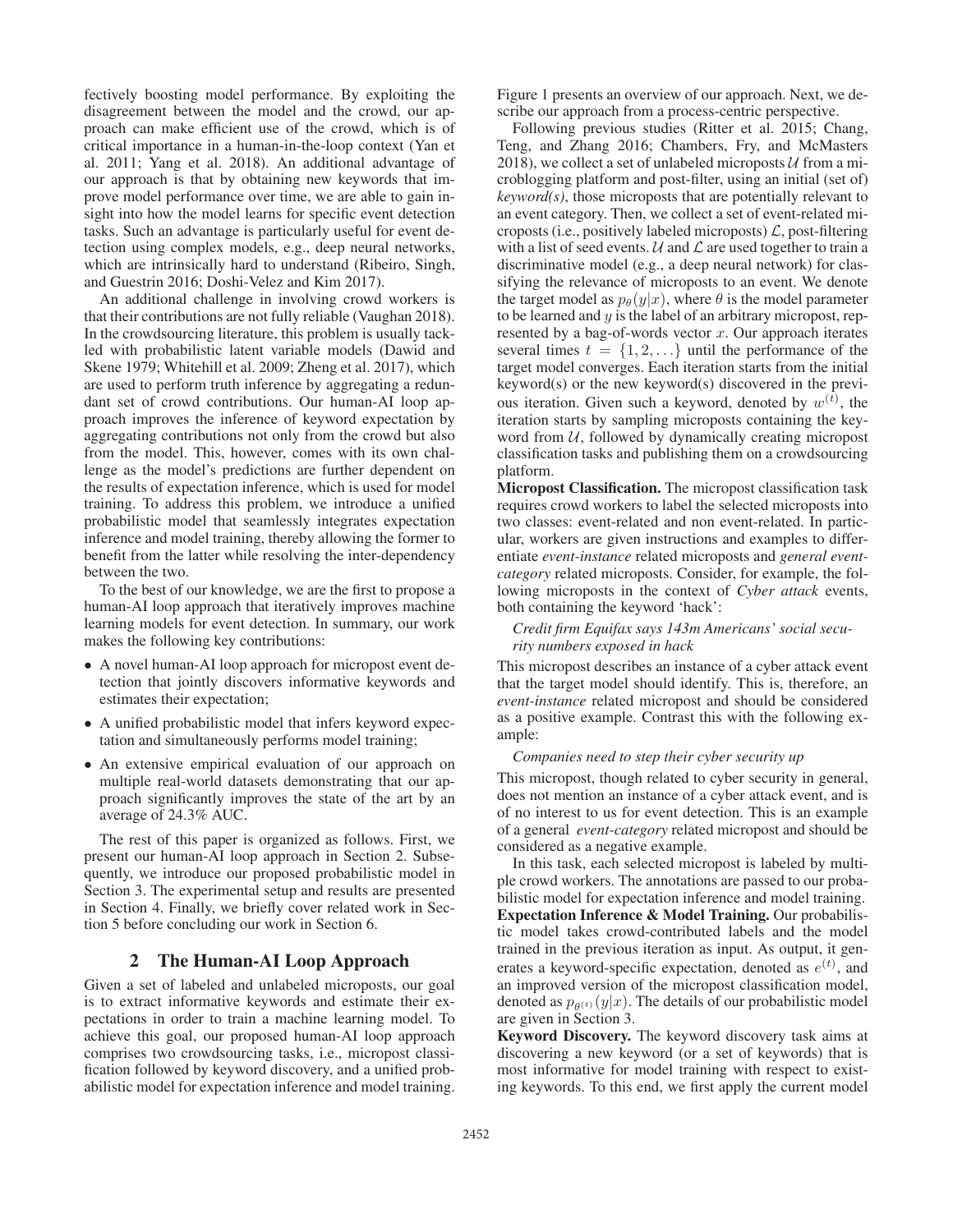fectively boosting model performance. By exploiting the disagreement between the model and the crowd, our approach can make efficient use of the crowd, which is of critical importance in a human-in-the-loop context (Yan et al. 2011; Yang et al. 2018). An additional advantage of our approach is that by obtaining new keywords that improve model performance over time, we are able to gain insight into how the model learns for specific event detection tasks. Such an advantage is particularly useful for event detection using complex models, e.g., deep neural networks, which are intrinsically hard to understand (Ribeiro, Singh, and Guestrin 2016; Doshi-Velez and Kim 2017).

An additional challenge in involving crowd workers is that their contributions are not fully reliable (Vaughan 2018). In the crowdsourcing literature, this problem is usually tackled with probabilistic latent variable models (Dawid and Skene 1979; Whitehill et al. 2009; Zheng et al. 2017), which are used to perform truth inference by aggregating a redundant set of crowd contributions. Our human-AI loop approach improves the inference of keyword expectation by aggregating contributions not only from the crowd but also from the model. This, however, comes with its own challenge as the model's predictions are further dependent on the results of expectation inference, which is used for model training. To address this problem, we introduce a unified probabilistic model that seamlessly integrates expectation inference and model training, thereby allowing the former to benefit from the latter while resolving the inter-dependency between the two.

To the best of our knowledge, we are the first to propose a human-AI loop approach that iteratively improves machine learning models for event detection. In summary, our work makes the following key contributions:

- A novel human-AI loop approach for micropost event detection that jointly discovers informative keywords and estimates their expectation;
- A unified probabilistic model that infers keyword expectation and simultaneously performs model training;
- An extensive empirical evaluation of our approach on multiple real-world datasets demonstrating that our approach significantly improves the state of the art by an average of 24.3% AUC.

The rest of this paper is organized as follows. First, we present our human-AI loop approach in Section 2. Subsequently, we introduce our proposed probabilistic model in Section 3. The experimental setup and results are presented in Section 4. Finally, we briefly cover related work in Section 5 before concluding our work in Section 6.

## 2 The Human-AI Loop Approach

Given a set of labeled and unlabeled microposts, our goal is to extract informative keywords and estimate their expectations in order to train a machine learning model. To achieve this goal, our proposed human-AI loop approach comprises two crowdsourcing tasks, i.e., micropost classification followed by keyword discovery, and a unified probabilistic model for expectation inference and model training. Figure 1 presents an overview of our approach. Next, we describe our approach from a process-centric perspective.

Following previous studies (Ritter et al. 2015; Chang, Teng, and Zhang 2016; Chambers, Fry, and McMasters 2018), we collect a set of unlabeled microposts $\mathcal{U}$ from a microblogging platform and post-filter, using an initial (set of) *keyword(s)*, those microposts that are potentially relevant to an event category. Then, we collect a set of event-related microposts (i.e., positively labeled microposts) $\mathcal{L}$, post-filtering with a list of seed events. $\mathcal{U}$ and $\mathcal{L}$ are used together to train a discriminative model (e.g., a deep neural network) for classifying the relevance of microposts to an event. We denote the target model as $p_\theta(y|x)$, where $\theta$ is the model parameter to be learned and $y$ is the label of an arbitrary micropost, represented by a bag-of-words vector $x$. Our approach iterates several times $t = \{1, 2, \ldots\}$ until the performance of the target model converges. Each iteration starts from the initial keyword(s) or the new keyword(s) discovered in the previous iteration. Given such a keyword, denoted by $w^{(t)}$, the iteration starts by sampling microposts containing the keyword from $\mathcal{U}$, followed by dynamically creating micropost classification tasks and publishing them on a crowdsourcing platform.

**Micropost Classification.** The micropost classification task requires crowd workers to label the selected microposts into two classes: event-related and non event-related. In particular, workers are given instructions and examples to differentiate *event-instance* related microposts and *general event-category* related microposts. Consider, for example, the following microposts in the context of *Cyber attack* events, both containing the keyword 'hack':

*Credit firm Equifax says 143m Americans' social security numbers exposed in hack*

This micropost describes an instance of a cyber attack event that the target model should identify. This is, therefore, an *event-instance* related micropost and should be considered as a positive example. Contrast this with the following example:

*Companies need to step their cyber security up*

This micropost, though related to cyber security in general, does not mention an instance of a cyber attack event, and is of no interest to us for event detection. This is an example of a general *event-category* related micropost and should be considered as a negative example.

In this task, each selected micropost is labeled by multiple crowd workers. The annotations are passed to our probabilistic model for expectation inference and model training.

**Expectation Inference & Model Training.** Our probabilistic model takes crowd-contributed labels and the model trained in the previous iteration as input. As output, it generates a keyword-specific expectation, denoted as $e^{(t)}$, and an improved version of the micropost classification model, denoted as $p_{\theta^{(t)}}(y|x)$. The details of our probabilistic model are given in Section 3.

**Keyword Discovery.** The keyword discovery task aims at discovering a new keyword (or a set of keywords) that is most informative for model training with respect to existing keywords. To this end, we first apply the current model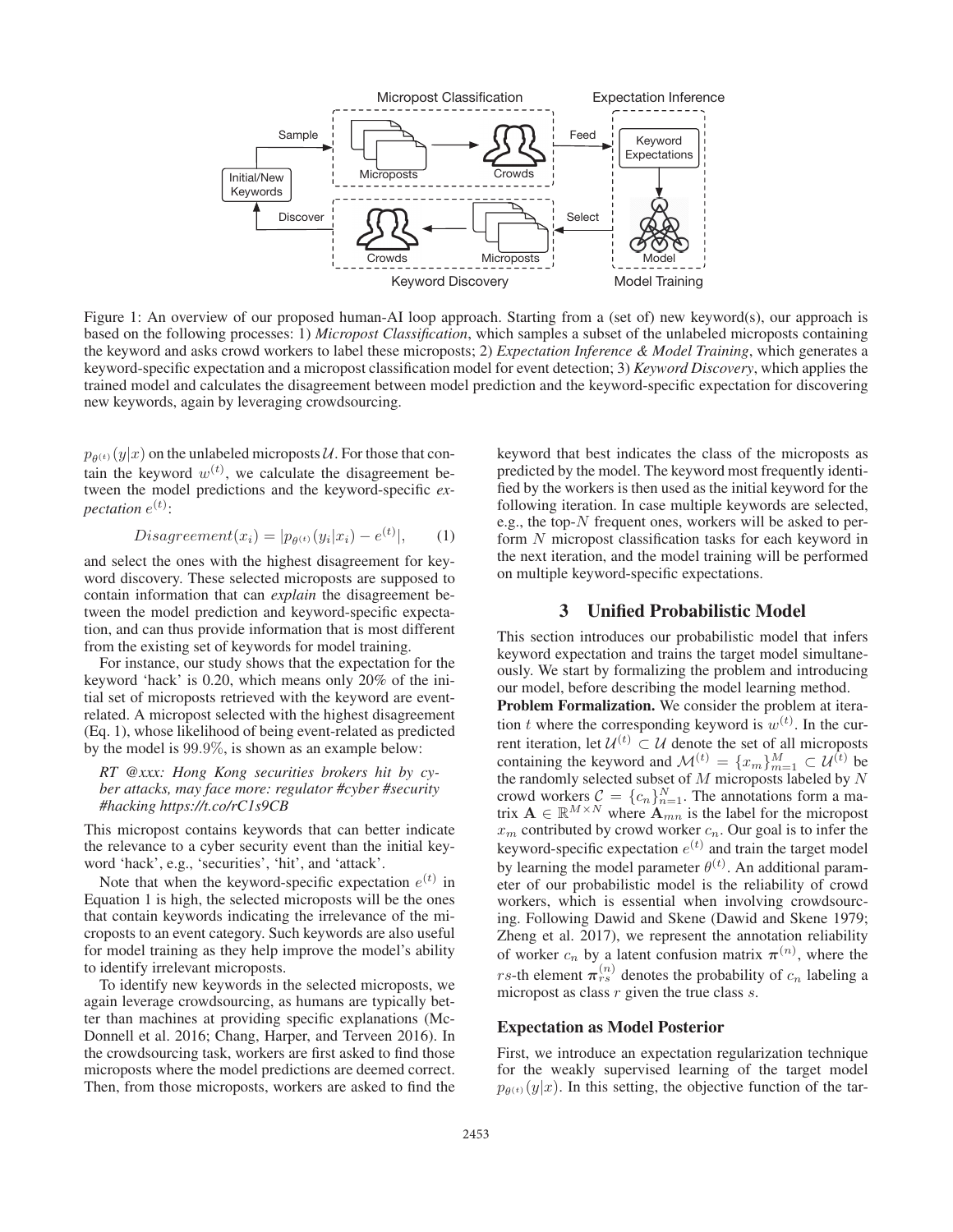Figure 1: An overview of our proposed human-AI loop approach. Starting from a (set of) new keyword(s), our approach is based on the following processes: 1) *Micropost Classification*, which samples a subset of the unlabeled microposts containing the keyword and asks crowd workers to label these microposts; 2) *Expectation Inference & Model Training*, which generates a keyword-specific expectation and a micropost classification model for event detection; 3) *Keyword Discovery*, which applies the trained model and calculates the disagreement between model prediction and the keyword-specific expectation for discovering new keywords, again by leveraging crowdsourcing.

$p_{\theta^{(t)}}(y|x)$ on the unlabeled microposts $\mathcal{U}$. For those that contain the keyword $w^{(t)}$, we calculate the disagreement between the model predictions and the keyword-specific *expectation* $e^{(t)}$:

$$Disagreement(x_i) = |p_{\theta^{(t)}}(y_i|x_i) - e^{(t)}|, \qquad (1)$$

and select the ones with the highest disagreement for keyword discovery. These selected microposts are supposed to contain information that can *explain* the disagreement between the model prediction and keyword-specific expectation, and can thus provide information that is most different from the existing set of keywords for model training.

For instance, our study shows that the expectation for the keyword 'hack' is 0.20, which means only 20% of the initial set of microposts retrieved with the keyword are event-related. A micropost selected with the highest disagreement (Eq. 1), whose likelihood of being event-related as predicted by the model is $99.9\%$, is shown as an example below:

*RT @xxx: Hong Kong securities brokers hit by cyber attacks, may face more: regulator #cyber #security #hacking https://t.co/rC1s9CB*

This micropost contains keywords that can better indicate the relevance to a cyber security event than the initial keyword 'hack', e.g., 'securities', 'hit', and 'attack'.

Note that when the keyword-specific expectation $e^{(t)}$ in Equation 1 is high, the selected microposts will be the ones that contain keywords indicating the irrelevance of the microposts to an event category. Such keywords are also useful for model training as they help improve the model's ability to identify irrelevant microposts.

To identify new keywords in the selected microposts, we again leverage crowdsourcing, as humans are typically better than machines at providing specific explanations (McDonnell et al. 2016; Chang, Harper, and Terveen 2016). In the crowdsourcing task, workers are first asked to find those microposts where the model predictions are deemed correct. Then, from those microposts, workers are asked to find the keyword that best indicates the class of the microposts as predicted by the model. The keyword most frequently identified by the workers is then used as the initial keyword for the following iteration. In case multiple keywords are selected, e.g., the top-$N$ frequent ones, workers will be asked to perform $N$ micropost classification tasks for each keyword in the next iteration, and the model training will be performed on multiple keyword-specific expectations.

## 3 Unified Probabilistic Model

This section introduces our probabilistic model that infers keyword expectation and trains the target model simultaneously. We start by formalizing the problem and introducing our model, before describing the model learning method.

**Problem Formalization.** We consider the problem at iteration $t$ where the corresponding keyword is $w^{(t)}$. In the current iteration, let $\mathcal{U}^{(t)} \subset \mathcal{U}$ denote the set of all microposts containing the keyword and $\mathcal{M}^{(t)} = \{x_m\}_{m=1}^{M} \subset \mathcal{U}^{(t)}$ be the randomly selected subset of $M$ microposts labeled by $N$ crowd workers $\mathcal{C} = \{c_n\}_{n=1}^{N}$. The annotations form a matrix $\mathbf{A} \in \mathbb{R}^{M \times N}$ where $\mathbf{A}_{mn}$ is the label for the micropost $x_m$ contributed by crowd worker $c_n$. Our goal is to infer the keyword-specific expectation $e^{(t)}$ and train the target model by learning the model parameter $\theta^{(t)}$. An additional parameter of our probabilistic model is the reliability of crowd workers, which is essential when involving crowdsourcing. Following Dawid and Skene (Dawid and Skene 1979; Zheng et al. 2017), we represent the annotation reliability of worker $c_n$ by a latent confusion matrix $\boldsymbol{\pi}^{(n)}$, where the $rs$-th element $\boldsymbol{\pi}_{rs}^{(n)}$ denotes the probability of $c_n$ labeling a micropost as class $r$ given the true class $s$.

### Expectation as Model Posterior

First, we introduce an expectation regularization technique for the weakly supervised learning of the target model $p_{\theta^{(t)}}(y|x)$. In this setting, the objective function of the tar-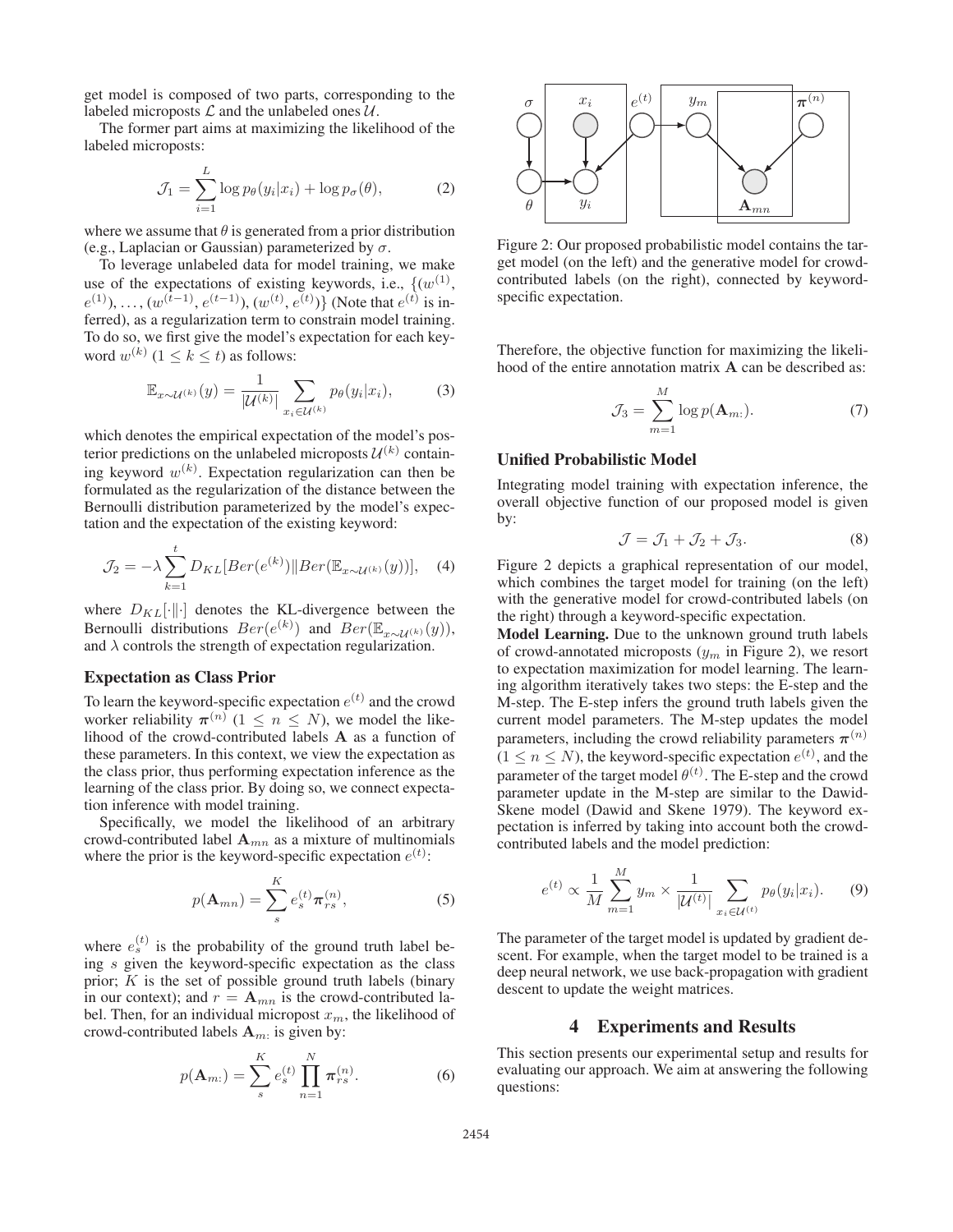get model is composed of two parts, corresponding to the labeled microposts $\mathcal{L}$ and the unlabeled ones $\mathcal{U}$.

The former part aims at maximizing the likelihood of the labeled microposts:

$$\mathcal{J}_1 = \sum_{i=1}^{L} \log p_\theta(y_i|x_i) + \log p_\sigma(\theta), \tag{2}$$

where we assume that $\theta$ is generated from a prior distribution (e.g., Laplacian or Gaussian) parameterized by $\sigma$.

To leverage unlabeled data for model training, we make use of the expectations of existing keywords, i.e., $\{(w^{(1)}, e^{(1)}), \ldots, (w^{(t-1)}, e^{(t-1)}), (w^{(t)}, e^{(t)})\}$ (Note that $e^{(t)}$ is inferred), as a regularization term to constrain model training. To do so, we first give the model's expectation for each keyword $w^{(k)}$ $(1 \leq k \leq t)$ as follows:

$$\mathbb{E}_{x \sim \mathcal{U}^{(k)}}(y) = \frac{1}{|\mathcal{U}^{(k)}|} \sum_{x_i \in \mathcal{U}^{(k)}} p_\theta(y_i|x_i), \tag{3}$$

which denotes the empirical expectation of the model's posterior predictions on the unlabeled microposts $\mathcal{U}^{(k)}$ containing keyword $w^{(k)}$. Expectation regularization can then be formulated as the regularization of the distance between the Bernoulli distribution parameterized by the model's expectation and the expectation of the existing keyword:

$$\mathcal{J}_2 = -\lambda \sum_{k=1}^{t} D_{KL}[Ber(e^{(k)}) \| Ber(\mathbb{E}_{x \sim \mathcal{U}^{(k)}}(y))], \tag{4}$$

where $D_{KL}[\cdot\|\cdot]$ denotes the KL-divergence between the Bernoulli distributions $Ber(e^{(k)})$ and $Ber(\mathbb{E}_{x \sim \mathcal{U}^{(k)}}(y))$, and $\lambda$ controls the strength of expectation regularization.

### Expectation as Class Prior

To learn the keyword-specific expectation $e^{(t)}$ and the crowd worker reliability $\boldsymbol{\pi}^{(n)}$ $(1 \leq n \leq N)$, we model the likelihood of the crowd-contributed labels $\mathbf{A}$ as a function of these parameters. In this context, we view the expectation as the class prior, thus performing expectation inference as the learning of the class prior. By doing so, we connect expectation inference with model training.

Specifically, we model the likelihood of an arbitrary crowd-contributed label $\mathbf{A}_{mn}$ as a mixture of multinomials where the prior is the keyword-specific expectation $e^{(t)}$:

$$p(\mathbf{A}_{mn}) = \sum_{s}^{K} e_s^{(t)} \boldsymbol{\pi}_{rs}^{(n)}, \tag{5}$$

where $e_s^{(t)}$ is the probability of the ground truth label being $s$ given the keyword-specific expectation as the class prior; $K$ is the set of possible ground truth labels (binary in our context); and $r = \mathbf{A}_{mn}$ is the crowd-contributed label. Then, for an individual micropost $x_m$, the likelihood of crowd-contributed labels $\mathbf{A}_{m:}$ is given by:

$$p(\mathbf{A}_{m:}) = \sum_{s}^{K} e_s^{(t)} \prod_{n=1}^{N} \boldsymbol{\pi}_{rs}^{(n)}. \tag{6}$$

Figure 2: Our proposed probabilistic model contains the target model (on the left) and the generative model for crowd-contributed labels (on the right), connected by keyword-specific expectation.

Therefore, the objective function for maximizing the likelihood of the entire annotation matrix $\mathbf{A}$ can be described as:

$$\mathcal{J}_3 = \sum_{m=1}^{M} \log p(\mathbf{A}_{m:}). \tag{7}$$

### Unified Probabilistic Model

Integrating model training with expectation inference, the overall objective function of our proposed model is given by:

$$\mathcal{J} = \mathcal{J}_1 + \mathcal{J}_2 + \mathcal{J}_3. \tag{8}$$

Figure 2 depicts a graphical representation of our model, which combines the target model for training (on the left) with the generative model for crowd-contributed labels (on the right) through a keyword-specific expectation.

**Model Learning.** Due to the unknown ground truth labels of crowd-annotated microposts ($y_m$ in Figure 2), we resort to expectation maximization for model learning. The learning algorithm iteratively takes two steps: the E-step and the M-step. The E-step infers the ground truth labels given the current model parameters. The M-step updates the model parameters, including the crowd reliability parameters $\boldsymbol{\pi}^{(n)}$ $(1 \leq n \leq N)$, the keyword-specific expectation $e^{(t)}$, and the parameter of the target model $\theta^{(t)}$. The E-step and the crowd parameter update in the M-step are similar to the Dawid-Skene model (Dawid and Skene 1979). The keyword expectation is inferred by taking into account both the crowd-contributed labels and the model prediction:

$$e^{(t)} \propto \frac{1}{M} \sum_{m=1}^{M} y_m \times \frac{1}{|\mathcal{U}^{(t)}|} \sum_{x_i \in \mathcal{U}^{(t)}} p_\theta(y_i|x_i). \tag{9}$$

The parameter of the target model is updated by gradient descent. For example, when the target model to be trained is a deep neural network, we use back-propagation with gradient descent to update the weight matrices.

## 4 Experiments and Results

This section presents our experimental setup and results for evaluating our approach. We aim at answering the following questions: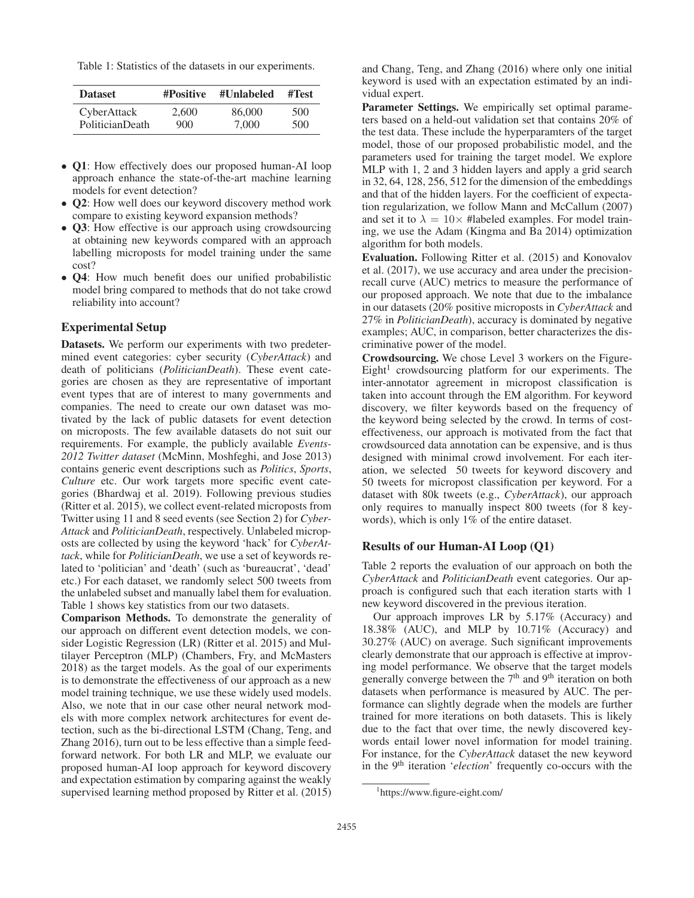Table 1: Statistics of the datasets in our experiments.

| Dataset | #Positive | #Unlabeled | #Test |
|---|---|---|---|
| CyberAttack | 2,600 | 86,000 | 500 |
| PoliticianDeath | 900 | 7,000 | 500 |

- **Q1**: How effectively does our proposed human-AI loop approach enhance the state-of-the-art machine learning models for event detection?
- **Q2**: How well does our keyword discovery method work compare to existing keyword expansion methods?
- **Q3**: How effective is our approach using crowdsourcing at obtaining new keywords compared with an approach labelling microposts for model training under the same cost?
- **Q4**: How much benefit does our unified probabilistic model bring compared to methods that do not take crowd reliability into account?

## Experimental Setup

**Datasets.** We perform our experiments with two predetermined event categories: cyber security (*CyberAttack*) and death of politicians (*PoliticianDeath*). These event categories are chosen as they are representative of important event types that are of interest to many governments and companies. The need to create our own dataset was motivated by the lack of public datasets for event detection on microposts. The few available datasets do not suit our requirements. For example, the publicly available *Events-2012 Twitter dataset* (McMinn, Moshfeghi, and Jose 2013) contains generic event descriptions such as *Politics*, *Sports*, *Culture* etc. Our work targets more specific event categories (Bhardwaj et al. 2019). Following previous studies (Ritter et al. 2015), we collect event-related microposts from Twitter using 11 and 8 seed events (see Section 2) for *CyberAttack* and *PoliticianDeath*, respectively. Unlabeled microposts are collected by using the keyword 'hack' for *CyberAttack*, while for *PoliticianDeath*, we use a set of keywords related to 'politician' and 'death' (such as 'bureaucrat', 'dead' etc.) For each dataset, we randomly select 500 tweets from the unlabeled subset and manually label them for evaluation. Table 1 shows key statistics from our two datasets.

**Comparison Methods.** To demonstrate the generality of our approach on different event detection models, we consider Logistic Regression (LR) (Ritter et al. 2015) and Multilayer Perceptron (MLP) (Chambers, Fry, and McMasters 2018) as the target models. As the goal of our experiments is to demonstrate the effectiveness of our approach as a new model training technique, we use these widely used models. Also, we note that in our case other neural network models with more complex network architectures for event detection, such as the bi-directional LSTM (Chang, Teng, and Zhang 2016), turn out to be less effective than a simple feedforward network. For both LR and MLP, we evaluate our proposed human-AI loop approach for keyword discovery and expectation estimation by comparing against the weakly supervised learning method proposed by Ritter et al. (2015) and Chang, Teng, and Zhang (2016) where only one initial keyword is used with an expectation estimated by an individual expert.

**Parameter Settings.** We empirically set optimal parameters based on a held-out validation set that contains 20% of the test data. These include the hyperparamters of the target model, those of our proposed probabilistic model, and the parameters used for training the target model. We explore MLP with 1, 2 and 3 hidden layers and apply a grid search in 32, 64, 128, 256, 512 for the dimension of the embeddings and that of the hidden layers. For the coefficient of expectation regularization, we follow Mann and McCallum (2007) and set it to $\lambda = 10\times$ #labeled examples. For model training, we use the Adam (Kingma and Ba 2014) optimization algorithm for both models.

**Evaluation.** Following Ritter et al. (2015) and Konovalov et al. (2017), we use accuracy and area under the precision-recall curve (AUC) metrics to measure the performance of our proposed approach. We note that due to the imbalance in our datasets (20% positive microposts in *CyberAttack* and 27% in *PoliticianDeath*), accuracy is dominated by negative examples; AUC, in comparison, better characterizes the discriminative power of the model.

**Crowdsourcing.** We chose Level 3 workers on the Figure-Eight[1] crowdsourcing platform for our experiments. The inter-annotator agreement in micropost classification is taken into account through the EM algorithm. For keyword discovery, we filter keywords based on the frequency of the keyword being selected by the crowd. In terms of cost-effectiveness, our approach is motivated from the fact that crowdsourced data annotation can be expensive, and is thus designed with minimal crowd involvement. For each iteration, we selected 50 tweets for keyword discovery and 50 tweets for micropost classification per keyword. For a dataset with 80k tweets (e.g., *CyberAttack*), our approach only requires to manually inspect 800 tweets (for 8 keywords), which is only 1% of the entire dataset.

## Results of our Human-AI Loop (Q1)

Table 2 reports the evaluation of our approach on both the *CyberAttack* and *PoliticianDeath* event categories. Our approach is configured such that each iteration starts with 1 new keyword discovered in the previous iteration.

Our approach improves LR by 5.17% (Accuracy) and 18.38% (AUC), and MLP by 10.71% (Accuracy) and 30.27% (AUC) on average. Such significant improvements clearly demonstrate that our approach is effective at improving model performance. We observe that the target models generally converge between the 7[th] and 9[th] iteration on both datasets when performance is measured by AUC. The performance can slightly degrade when the models are further trained for more iterations on both datasets. This is likely due to the fact that over time, the newly discovered keywords entail lower novel information for model training. For instance, for the *CyberAttack* dataset the new keyword in the 9[th] iteration '*election*' frequently co-occurs with the

[1]https://www.figure-eight.com/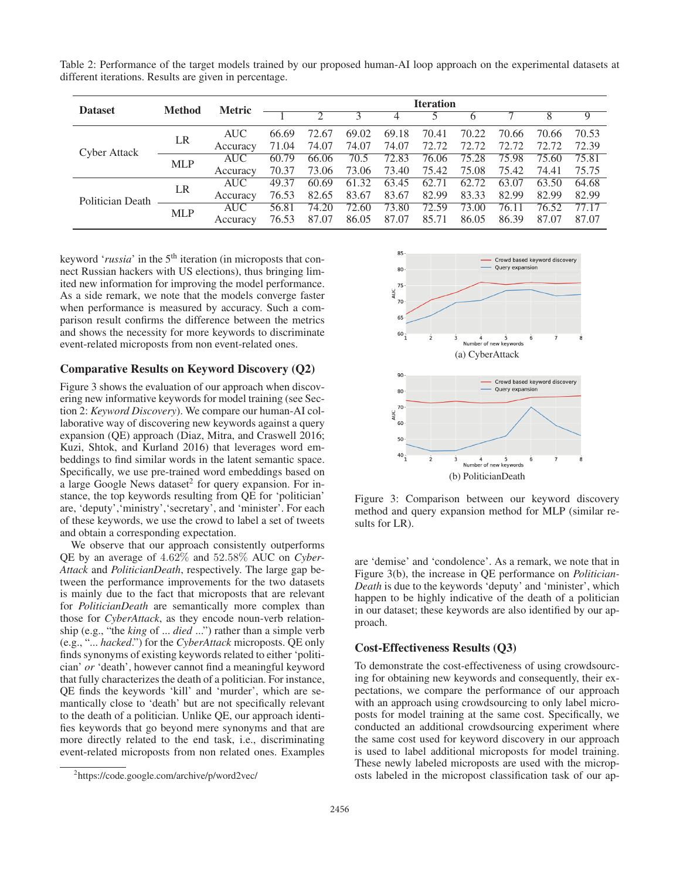Table 2: Performance of the target models trained by our proposed human-AI loop approach on the experimental datasets at different iterations. Results are given in percentage.

| Dataset | Method | Metric | Iteration | | | | | | | | |
|---|---|---|---|---|---|---|---|---|---|---|---|
| | | | 1 | 2 | 3 | 4 | 5 | 6 | 7 | 8 | 9 |
| Cyber Attack | LR | AUC | 66.69 | 72.67 | 69.02 | 69.18 | 70.41 | 70.22 | 70.66 | 70.66 | 70.53 |
| | | Accuracy | 71.04 | 74.07 | 74.07 | 74.07 | 72.72 | 72.72 | 72.72 | 72.72 | 72.39 |
| | MLP | AUC | 60.79 | 66.06 | 70.5 | 72.83 | 76.06 | 75.28 | 75.98 | 75.60 | 75.81 |
| | | Accuracy | 70.37 | 73.06 | 73.06 | 73.40 | 75.42 | 75.08 | 75.42 | 74.41 | 75.75 |
| Politician Death | LR | AUC | 49.37 | 60.69 | 61.32 | 63.45 | 62.71 | 62.72 | 63.07 | 63.50 | 64.68 |
| | | Accuracy | 76.53 | 82.65 | 83.67 | 83.67 | 82.99 | 83.33 | 82.99 | 82.99 | 82.99 |
| | MLP | AUC | 56.81 | 74.20 | 72.60 | 73.80 | 72.59 | 73.00 | 76.11 | 76.52 | 77.17 |
| | | Accuracy | 76.53 | 87.07 | 86.05 | 87.07 | 85.71 | 86.05 | 86.39 | 87.07 | 87.07 |

keyword '*russia*' in the 5th iteration (in microposts that connect Russian hackers with US elections), thus bringing limited new information for improving the model performance. As a side remark, we note that the models converge faster when performance is measured by accuracy. Such a comparison result confirms the difference between the metrics and shows the necessity for more keywords to discriminate event-related microposts from non event-related ones.

## Comparative Results on Keyword Discovery (Q2)

Figure 3 shows the evaluation of our approach when discovering new informative keywords for model training (see Section 2: *Keyword Discovery*). We compare our human-AI collaborative way of discovering new keywords against a query expansion (QE) approach (Diaz, Mitra, and Craswell 2016; Kuzi, Shtok, and Kurland 2016) that leverages word embeddings to find similar words in the latent semantic space. Specifically, we use pre-trained word embeddings based on a large Google News dataset[2] for query expansion. For instance, the top keywords resulting from QE for 'politician' are, 'deputy','ministry','secretary', and 'minister'. For each of these keywords, we use the crowd to label a set of tweets and obtain a corresponding expectation.

We observe that our approach consistently outperforms QE by an average of $4.62\%$ and $52.58\%$ AUC on *CyberAttack* and *PoliticianDeath*, respectively. The large gap between the performance improvements for the two datasets is mainly due to the fact that microposts that are relevant for *PoliticianDeath* are semantically more complex than those for *CyberAttack*, as they encode noun-verb relationship (e.g., "the *king* of ... *died* ...") rather than a simple verb (e.g., "... *hacked*.") for the *CyberAttack* microposts. QE only finds synonyms of existing keywords related to either 'politician' *or* 'death', however cannot find a meaningful keyword that fully characterizes the death of a politician. For instance, QE finds the keywords 'kill' and 'murder', which are semantically close to 'death' but are not specifically relevant to the death of a politician. Unlike QE, our approach identifies keywords that go beyond mere synonyms and that are more directly related to the end task, i.e., discriminating event-related microposts from non related ones. Examples are 'demise' and 'condolence'. As a remark, we note that in Figure 3(b), the increase in QE performance on *PoliticianDeath* is due to the keywords 'deputy' and 'minister', which happen to be highly indicative of the death of a politician in our dataset; these keywords are also identified by our approach.

[2] https://code.google.com/archive/p/word2vec/

(a) CyberAttack

(b) PoliticianDeath

Figure 3: Comparison between our keyword discovery method and query expansion method for MLP (similar results for LR).

## Cost-Effectiveness Results (Q3)

To demonstrate the cost-effectiveness of using crowdsourcing for obtaining new keywords and consequently, their expectations, we compare the performance of our approach with an approach using crowdsourcing to only label microposts for model training at the same cost. Specifically, we conducted an additional crowdsourcing experiment where the same cost used for keyword discovery in our approach is used to label additional microposts for model training. These newly labeled microposts are used with the microposts labeled in the micropost classification task of our ap-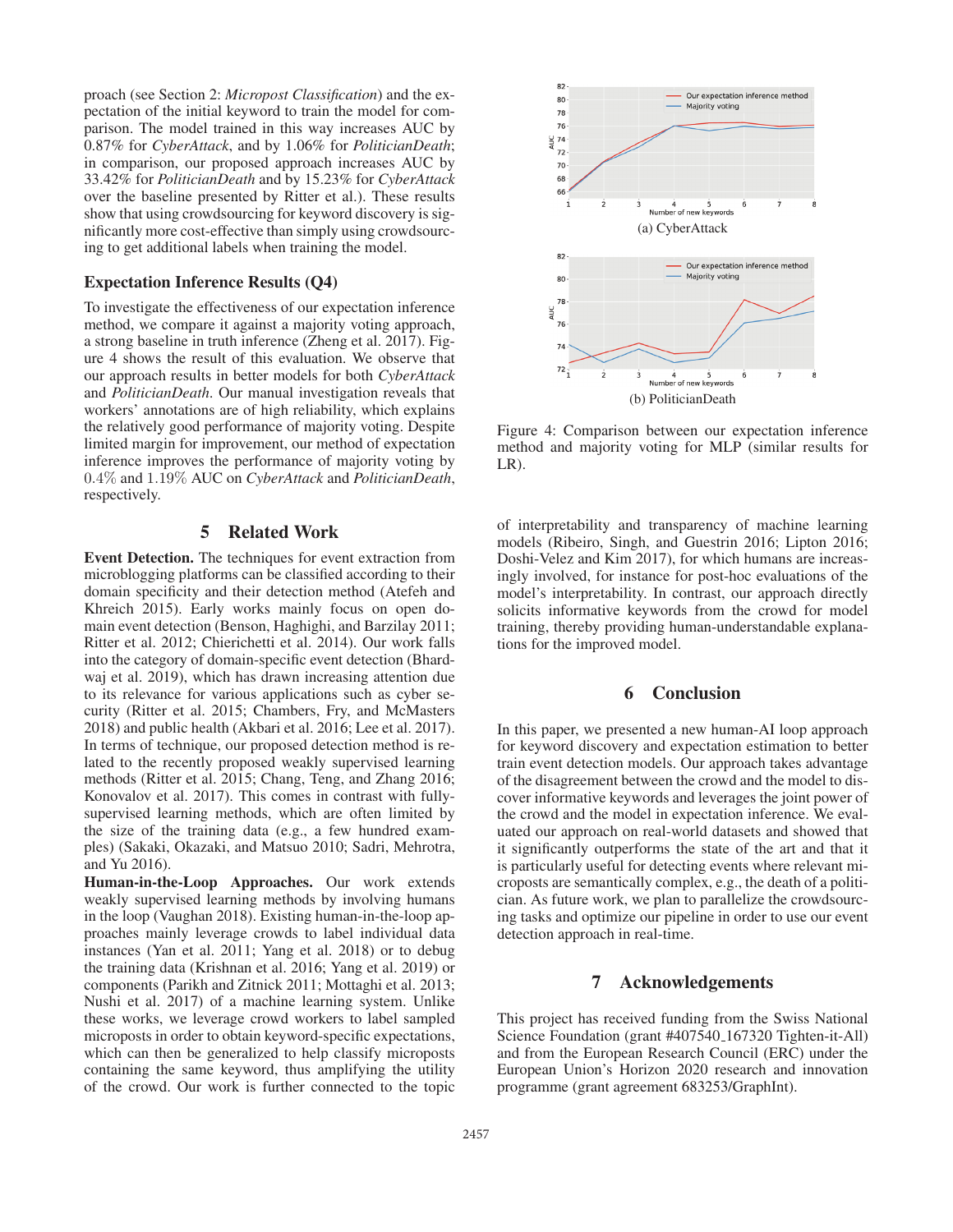proach (see Section 2: *Micropost Classification*) and the expectation of the initial keyword to train the model for comparison. The model trained in this way increases AUC by 0.87% for *CyberAttack*, and by 1.06% for *PoliticianDeath*; in comparison, our proposed approach increases AUC by 33.42% for *PoliticianDeath* and by 15.23% for *CyberAttack* over the baseline presented by Ritter et al.). These results show that using crowdsourcing for keyword discovery is significantly more cost-effective than simply using crowdsourcing to get additional labels when training the model.

### Expectation Inference Results (Q4)

To investigate the effectiveness of our expectation inference method, we compare it against a majority voting approach, a strong baseline in truth inference (Zheng et al. 2017). Figure 4 shows the result of this evaluation. We observe that our approach results in better models for both *CyberAttack* and *PoliticianDeath*. Our manual investigation reveals that workers' annotations are of high reliability, which explains the relatively good performance of majority voting. Despite limited margin for improvement, our method of expectation inference improves the performance of majority voting by $0.4\%$ and $1.19\%$ AUC on *CyberAttack* and *PoliticianDeath*, respectively.

(a) CyberAttack

(b) PoliticianDeath

Figure 4: Comparison between our expectation inference method and majority voting for MLP (similar results for LR).

## 5 Related Work

**Event Detection.** The techniques for event extraction from microblogging platforms can be classified according to their domain specificity and their detection method (Atefeh and Khreich 2015). Early works mainly focus on open domain event detection (Benson, Haghighi, and Barzilay 2011; Ritter et al. 2012; Chierichetti et al. 2014). Our work falls into the category of domain-specific event detection (Bhardwaj et al. 2019), which has drawn increasing attention due to its relevance for various applications such as cyber security (Ritter et al. 2015; Chambers, Fry, and McMasters 2018) and public health (Akbari et al. 2016; Lee et al. 2017). In terms of technique, our proposed detection method is related to the recently proposed weakly supervised learning methods (Ritter et al. 2015; Chang, Teng, and Zhang 2016; Konovalov et al. 2017). This comes in contrast with fully-supervised learning methods, which are often limited by the size of the training data (e.g., a few hundred examples) (Sakaki, Okazaki, and Matsuo 2010; Sadri, Mehrotra, and Yu 2016).

**Human-in-the-Loop Approaches.** Our work extends weakly supervised learning methods by involving humans in the loop (Vaughan 2018). Existing human-in-the-loop approaches mainly leverage crowds to label individual data instances (Yan et al. 2011; Yang et al. 2018) or to debug the training data (Krishnan et al. 2016; Yang et al. 2019) or components (Parikh and Zitnick 2011; Mottaghi et al. 2013; Nushi et al. 2017) of a machine learning system. Unlike these works, we leverage crowd workers to label sampled microposts in order to obtain keyword-specific expectations, which can then be generalized to help classify microposts containing the same keyword, thus amplifying the utility of the crowd. Our work is further connected to the topic of interpretability and transparency of machine learning models (Ribeiro, Singh, and Guestrin 2016; Lipton 2016; Doshi-Velez and Kim 2017), for which humans are increasingly involved, for instance for post-hoc evaluations of the model's interpretability. In contrast, our approach directly solicits informative keywords from the crowd for model training, thereby providing human-understandable explanations for the improved model.

## 6 Conclusion

In this paper, we presented a new human-AI loop approach for keyword discovery and expectation estimation to better train event detection models. Our approach takes advantage of the disagreement between the crowd and the model to discover informative keywords and leverages the joint power of the crowd and the model in expectation inference. We evaluated our approach on real-world datasets and showed that it significantly outperforms the state of the art and that it is particularly useful for detecting events where relevant microposts are semantically complex, e.g., the death of a politician. As future work, we plan to parallelize the crowdsourcing tasks and optimize our pipeline in order to use our event detection approach in real-time.

## 7 Acknowledgements

This project has received funding from the Swiss National Science Foundation (grant #407540_167320 Tighten-it-All) and from the European Research Council (ERC) under the European Union's Horizon 2020 research and innovation programme (grant agreement 683253/GraphInt).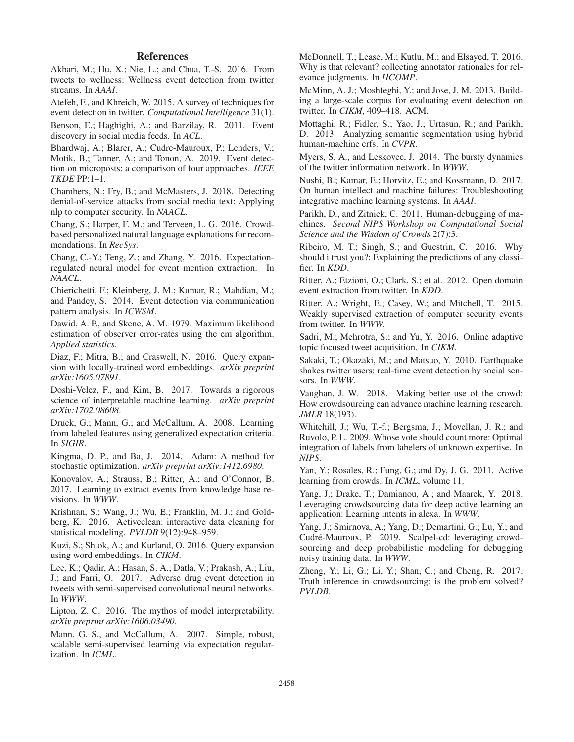## References

Akbari, M.; Hu, X.; Nie, L.; and Chua, T.-S. 2016. From tweets to wellness: Wellness event detection from twitter streams. In *AAAI*.

Atefeh, F., and Khreich, W. 2015. A survey of techniques for event detection in twitter. *Computational Intelligence* 31(1).

Benson, E.; Haghighi, A.; and Barzilay, R. 2011. Event discovery in social media feeds. In *ACL*.

Bhardwaj, A.; Blarer, A.; Cudre-Mauroux, P.; Lenders, V.; Motik, B.; Tanner, A.; and Tonon, A. 2019. Event detection on microposts: a comparison of four approaches. *IEEE TKDE* PP:1–1.

Chambers, N.; Fry, B.; and McMasters, J. 2018. Detecting denial-of-service attacks from social media text: Applying nlp to computer security. In *NAACL*.

Chang, S.; Harper, F. M.; and Terveen, L. G. 2016. Crowd-based personalized natural language explanations for recommendations. In *RecSys*.

Chang, C.-Y.; Teng, Z.; and Zhang, Y. 2016. Expectation-regulated neural model for event mention extraction. In *NAACL*.

Chierichetti, F.; Kleinberg, J. M.; Kumar, R.; Mahdian, M.; and Pandey, S. 2014. Event detection via communication pattern analysis. In *ICWSM*.

Dawid, A. P., and Skene, A. M. 1979. Maximum likelihood estimation of observer error-rates using the em algorithm. *Applied statistics*.

Diaz, F.; Mitra, B.; and Craswell, N. 2016. Query expansion with locally-trained word embeddings. *arXiv preprint arXiv:1605.07891*.

Doshi-Velez, F., and Kim, B. 2017. Towards a rigorous science of interpretable machine learning. *arXiv preprint arXiv:1702.08608*.

Druck, G.; Mann, G.; and McCallum, A. 2008. Learning from labeled features using generalized expectation criteria. In *SIGIR*.

Kingma, D. P., and Ba, J. 2014. Adam: A method for stochastic optimization. *arXiv preprint arXiv:1412.6980*.

Konovalov, A.; Strauss, B.; Ritter, A.; and O'Connor, B. 2017. Learning to extract events from knowledge base revisions. In *WWW*.

Krishnan, S.; Wang, J.; Wu, E.; Franklin, M. J.; and Goldberg, K. 2016. Activeclean: interactive data cleaning for statistical modeling. *PVLDB* 9(12):948–959.

Kuzi, S.; Shtok, A.; and Kurland, O. 2016. Query expansion using word embeddings. In *CIKM*.

Lee, K.; Qadir, A.; Hasan, S. A.; Datla, V.; Prakash, A.; Liu, J.; and Farri, O. 2017. Adverse drug event detection in tweets with semi-supervised convolutional neural networks. In *WWW*.

Lipton, Z. C. 2016. The mythos of model interpretability. *arXiv preprint arXiv:1606.03490*.

Mann, G. S., and McCallum, A. 2007. Simple, robust, scalable semi-supervised learning via expectation regularization. In *ICML*.

McDonnell, T.; Lease, M.; Kutlu, M.; and Elsayed, T. 2016. Why is that relevant? collecting annotator rationales for relevance judgments. In *HCOMP*.

McMinn, A. J.; Moshfeghi, Y.; and Jose, J. M. 2013. Building a large-scale corpus for evaluating event detection on twitter. In *CIKM*, 409–418. ACM.

Mottaghi, R.; Fidler, S.; Yao, J.; Urtasun, R.; and Parikh, D. 2013. Analyzing semantic segmentation using hybrid human-machine crfs. In *CVPR*.

Myers, S. A., and Leskovec, J. 2014. The bursty dynamics of the twitter information network. In *WWW*.

Nushi, B.; Kamar, E.; Horvitz, E.; and Kossmann, D. 2017. On human intellect and machine failures: Troubleshooting integrative machine learning systems. In *AAAI*.

Parikh, D., and Zitnick, C. 2011. Human-debugging of machines. *Second NIPS Workshop on Computational Social Science and the Wisdom of Crowds* 2(7):3.

Ribeiro, M. T.; Singh, S.; and Guestrin, C. 2016. Why should i trust you?: Explaining the predictions of any classifier. In *KDD*.

Ritter, A.; Etzioni, O.; Clark, S.; et al. 2012. Open domain event extraction from twitter. In *KDD*.

Ritter, A.; Wright, E.; Casey, W.; and Mitchell, T. 2015. Weakly supervised extraction of computer security events from twitter. In *WWW*.

Sadri, M.; Mehrotra, S.; and Yu, Y. 2016. Online adaptive topic focused tweet acquisition. In *CIKM*.

Sakaki, T.; Okazaki, M.; and Matsuo, Y. 2010. Earthquake shakes twitter users: real-time event detection by social sensors. In *WWW*.

Vaughan, J. W. 2018. Making better use of the crowd: How crowdsourcing can advance machine learning research. *JMLR* 18(193).

Whitehill, J.; Wu, T.-f.; Bergsma, J.; Movellan, J. R.; and Ruvolo, P. L. 2009. Whose vote should count more: Optimal integration of labels from labelers of unknown expertise. In *NIPS*.

Yan, Y.; Rosales, R.; Fung, G.; and Dy, J. G. 2011. Active learning from crowds. In *ICML*, volume 11.

Yang, J.; Drake, T.; Damianou, A.; and Maarek, Y. 2018. Leveraging crowdsourcing data for deep active learning an application: Learning intents in alexa. In *WWW*.

Yang, J.; Smirnova, A.; Yang, D.; Demartini, G.; Lu, Y.; and Cudré-Mauroux, P. 2019. Scalpel-cd: leveraging crowdsourcing and deep probabilistic modeling for debugging noisy training data. In *WWW*.

Zheng, Y.; Li, G.; Li, Y.; Shan, C.; and Cheng, R. 2017. Truth inference in crowdsourcing: is the problem solved? *PVLDB*.